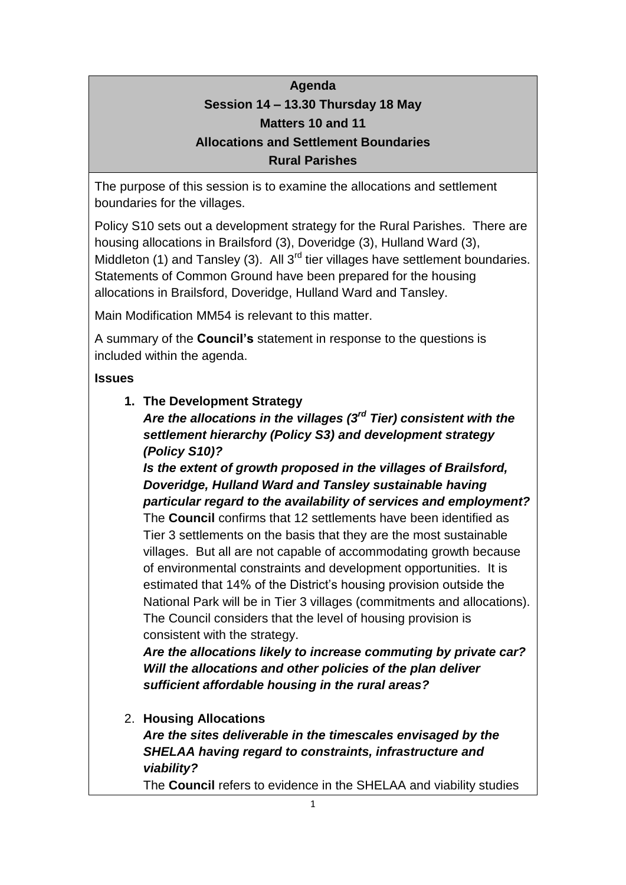**Agenda**

**Session 14 – 13.30 Thursday 18 May**

**Matters 10 and 11**

**Allocations and Settlement Boundaries**

**Rural Parishes**

The purpose of this session is to examine the allocations and settlement boundaries for the villages.

Policy S10 sets out a development strategy for the Rural Parishes. There are housing allocations in Brailsford (3), Doveridge (3), Hulland Ward (3), Middleton (1) and Tansley (3). All 3rd tier villages have settlement boundaries. Statements of Common Ground have been prepared for the housing allocations in Brailsford, Doveridge, Hulland Ward and Tansley.

Main Modification MM54 is relevant to this matter.

A summary of the **Council's** statement in response to the questions is included within the agenda.

**Issues**

1. **The Development Strategy**

   ***Are the allocations in the villages (3rd Tier) consistent with the settlement hierarchy (Policy S3) and development strategy (Policy S10)?***

   ***Is the extent of growth proposed in the villages of Brailsford, Doveridge, Hulland Ward and Tansley sustainable having particular regard to the availability of services and employment?***

   The **Council** confirms that 12 settlements have been identified as Tier 3 settlements on the basis that they are the most sustainable villages. But all are not capable of accommodating growth because of environmental constraints and development opportunities. It is estimated that 14% of the District's housing provision outside the National Park will be in Tier 3 villages (commitments and allocations). The Council considers that the level of housing provision is consistent with the strategy.

   ***Are the allocations likely to increase commuting by private car?***

   ***Will the allocations and other policies of the plan deliver sufficient affordable housing in the rural areas?***

2. **Housing Allocations**

   ***Are the sites deliverable in the timescales envisaged by the SHELAA having regard to constraints, infrastructure and viability?***

   The **Council** refers to evidence in the SHELAA and viability studies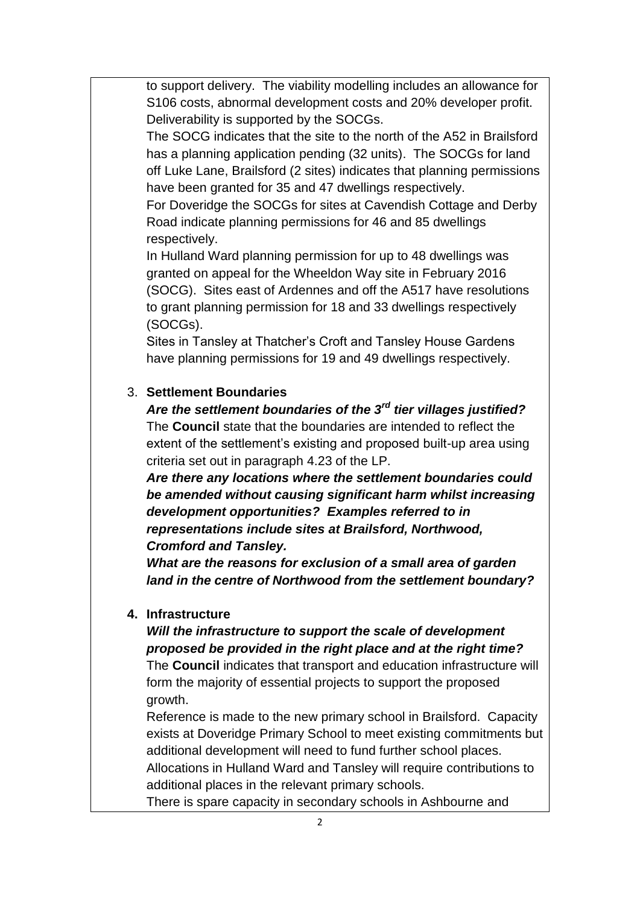to support delivery. The viability modelling includes an allowance for S106 costs, abnormal development costs and 20% developer profit. Deliverability is supported by the SOCGs.

The SOCG indicates that the site to the north of the A52 in Brailsford has a planning application pending (32 units). The SOCGs for land off Luke Lane, Brailsford (2 sites) indicates that planning permissions have been granted for 35 and 47 dwellings respectively.

For Doveridge the SOCGs for sites at Cavendish Cottage and Derby Road indicate planning permissions for 46 and 85 dwellings respectively.

In Hulland Ward planning permission for up to 48 dwellings was granted on appeal for the Wheeldon Way site in February 2016 (SOCG). Sites east of Ardennes and off the A517 have resolutions to grant planning permission for 18 and 33 dwellings respectively (SOCGs).

Sites in Tansley at Thatcher's Croft and Tansley House Gardens have planning permissions for 19 and 49 dwellings respectively.

3. **Settlement Boundaries**

***Are the settlement boundaries of the 3rd tier villages justified?***

The **Council** state that the boundaries are intended to reflect the extent of the settlement's existing and proposed built-up area using criteria set out in paragraph 4.23 of the LP.

***Are there any locations where the settlement boundaries could be amended without causing significant harm whilst increasing development opportunities? Examples referred to in representations include sites at Brailsford, Northwood, Cromford and Tansley.***

***What are the reasons for exclusion of a small area of garden land in the centre of Northwood from the settlement boundary?***

4. **Infrastructure**

***Will the infrastructure to support the scale of development proposed be provided in the right place and at the right time?***

The **Council** indicates that transport and education infrastructure will form the majority of essential projects to support the proposed growth.

Reference is made to the new primary school in Brailsford. Capacity exists at Doveridge Primary School to meet existing commitments but additional development will need to fund further school places.

Allocations in Hulland Ward and Tansley will require contributions to additional places in the relevant primary schools.

There is spare capacity in secondary schools in Ashbourne and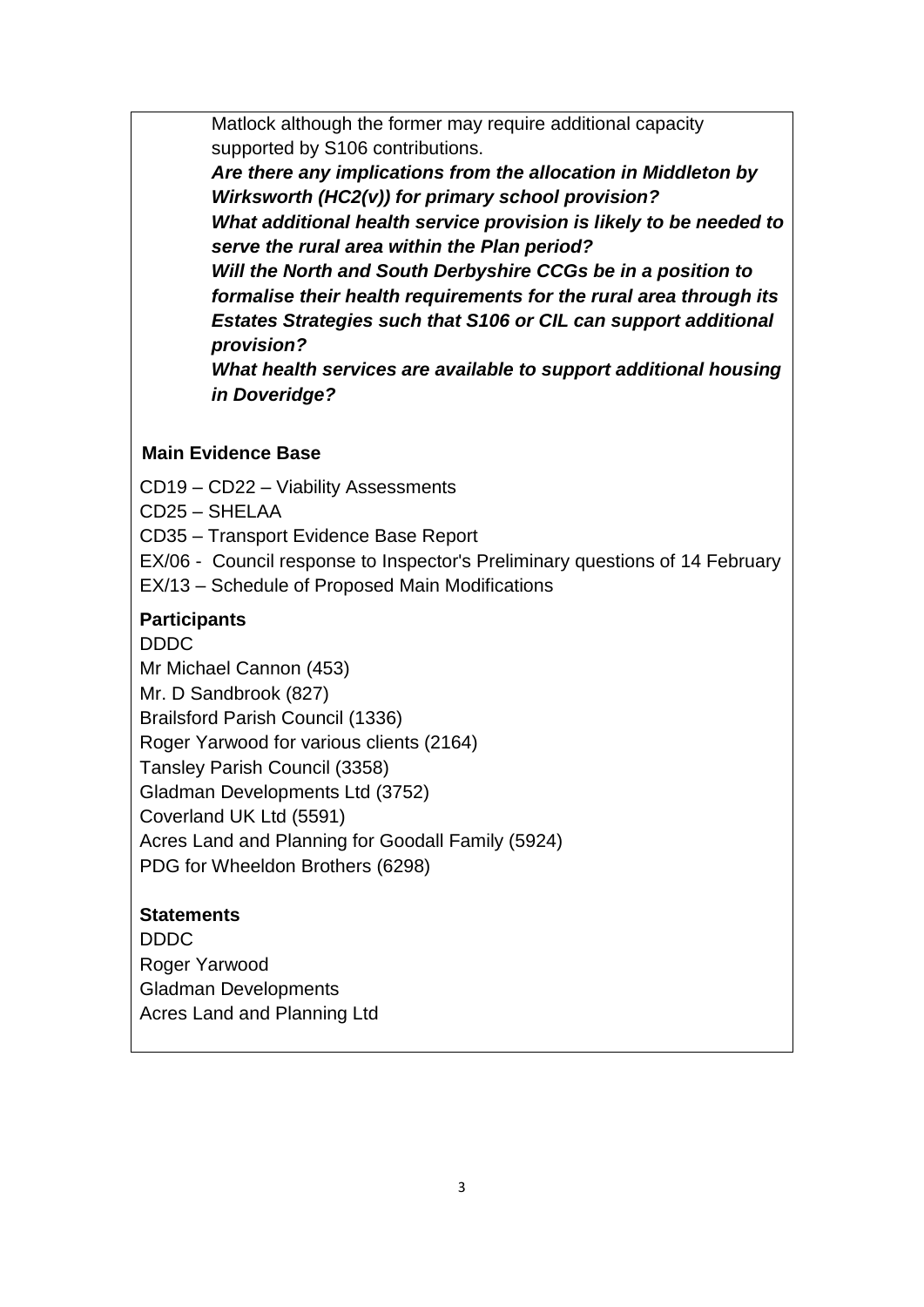Matlock although the former may require additional capacity supported by S106 contributions.

***Are there any implications from the allocation in Middleton by Wirksworth (HC2(v)) for primary school provision?***

***What additional health service provision is likely to be needed to serve the rural area within the Plan period?***

***Will the North and South Derbyshire CCGs be in a position to formalise their health requirements for the rural area through its Estates Strategies such that S106 or CIL can support additional provision?***

***What health services are available to support additional housing in Doveridge?***

**Main Evidence Base**

CD19 – CD22 – Viability Assessments
CD25 – SHELAA
CD35 – Transport Evidence Base Report
EX/06 - Council response to Inspector's Preliminary questions of 14 February
EX/13 – Schedule of Proposed Main Modifications

**Participants**

DDDC
Mr Michael Cannon (453)
Mr. D Sandbrook (827)
Brailsford Parish Council (1336)
Roger Yarwood for various clients (2164)
Tansley Parish Council (3358)
Gladman Developments Ltd (3752)
Coverland UK Ltd (5591)
Acres Land and Planning for Goodall Family (5924)
PDG for Wheeldon Brothers (6298)

**Statements**

DDDC
Roger Yarwood
Gladman Developments
Acres Land and Planning Ltd